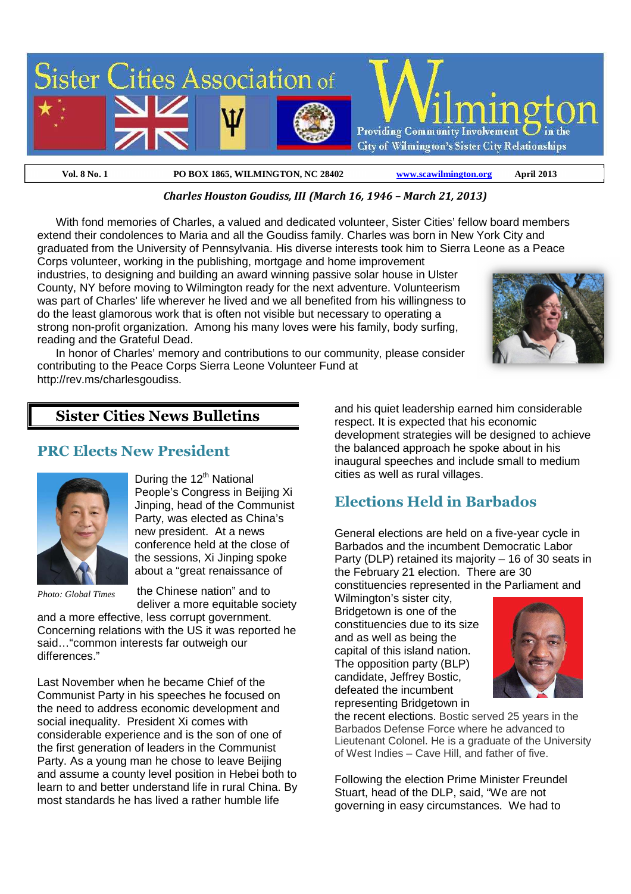# Sister Cities Association of Wilmington

Providing Community Involvement in the City of Wilmington's Sister City Relationships

**Vol. 8 No. 1** | **PO BOX 1865, WILMINGTON, NC 28402** | **www.scawilmington.org** | **April 2013**

***Charles Houston Goudiss, III (March 16, 1946 – March 21, 2013)***

With fond memories of Charles, a valued and dedicated volunteer, Sister Cities' fellow board members extend their condolences to Maria and all the Goudiss family. Charles was born in New York City and graduated from the University of Pennsylvania. His diverse interests took him to Sierra Leone as a Peace Corps volunteer, working in the publishing, mortgage and home improvement industries, to designing and building an award winning passive solar house in Ulster County, NY before moving to Wilmington ready for the next adventure. Volunteerism was part of Charles' life wherever he lived and we all benefited from his willingness to do the least glamorous work that is often not visible but necessary to operating a strong non-profit organization. Among his many loves were his family, body surfing, reading and the Grateful Dead.

In honor of Charles' memory and contributions to our community, please consider contributing to the Peace Corps Sierra Leone Volunteer Fund at http://rev.ms/charlesgoudiss.

## Sister Cities News Bulletins

### PRC Elects New President

During the 12th National People's Congress in Beijing Xi Jinping, head of the Communist Party, was elected as China's new president. At a news conference held at the close of the sessions, Xi Jinping spoke about a "great renaissance of the Chinese nation" and to deliver a more equitable society and a more effective, less corrupt government. Concerning relations with the US it was reported he said…"common interests far outweigh our differences."

*Photo: Global Times*

Last November when he became Chief of the Communist Party in his speeches he focused on the need to address economic development and social inequality. President Xi comes with considerable experience and is the son of one of the first generation of leaders in the Communist Party. As a young man he chose to leave Beijing and assume a county level position in Hebei both to learn to and better understand life in rural China. By most standards he has lived a rather humble life and his quiet leadership earned him considerable respect. It is expected that his economic development strategies will be designed to achieve the balanced approach he spoke about in his inaugural speeches and include small to medium cities as well as rural villages.

### Elections Held in Barbados

General elections are held on a five-year cycle in Barbados and the incumbent Democratic Labor Party (DLP) retained its majority – 16 of 30 seats in the February 21 election. There are 30 constituencies represented in the Parliament and Wilmington's sister city, Bridgetown is one of the constituencies due to its size and as well as being the capital of this island nation. The opposition party (BLP) candidate, Jeffrey Bostic, defeated the incumbent representing Bridgetown in the recent elections. Bostic served 25 years in the Barbados Defense Force where he advanced to Lieutenant Colonel. He is a graduate of the University of West Indies – Cave Hill, and father of five.

Following the election Prime Minister Freundel Stuart, head of the DLP, said, "We are not governing in easy circumstances. We had to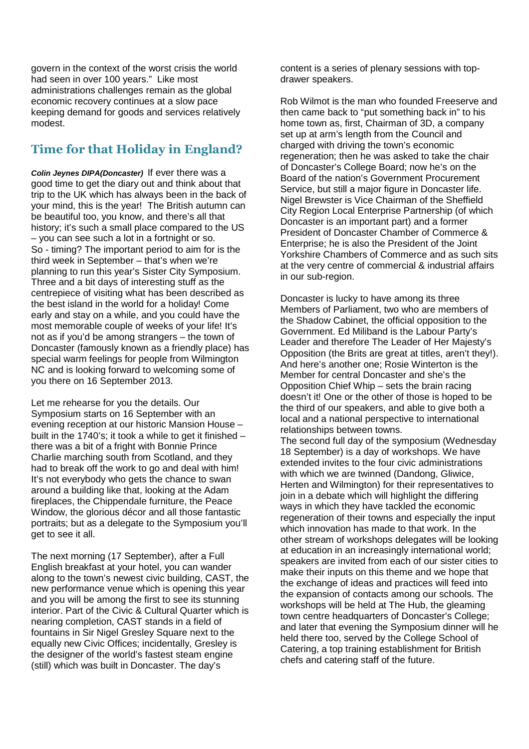govern in the context of the worst crisis the world had seen in over 100 years." Like most administrations challenges remain as the global economic recovery continues at a slow pace keeping demand for goods and services relatively modest.

## Time for that Holiday in England?

***Colin Jeynes DIPA(Doncaster)*** If ever there was a good time to get the diary out and think about that trip to the UK which has always been in the back of your mind, this is the year! The British autumn can be beautiful too, you know, and there's all that history; it's such a small place compared to the US – you can see such a lot in a fortnight or so. So - timing? The important period to aim for is the third week in September – that's when we're planning to run this year's Sister City Symposium. Three and a bit days of interesting stuff as the centrepiece of visiting what has been described as the best island in the world for a holiday! Come early and stay on a while, and you could have the most memorable couple of weeks of your life! It's not as if you'd be among strangers – the town of Doncaster (famously known as a friendly place) has special warm feelings for people from Wilmington NC and is looking forward to welcoming some of you there on 16 September 2013.

Let me rehearse for you the details. Our Symposium starts on 16 September with an evening reception at our historic Mansion House – built in the 1740's; it took a while to get it finished – there was a bit of a fright with Bonnie Prince Charlie marching south from Scotland, and they had to break off the work to go and deal with him! It's not everybody who gets the chance to swan around a building like that, looking at the Adam fireplaces, the Chippendale furniture, the Peace Window, the glorious décor and all those fantastic portraits; but as a delegate to the Symposium you'll get to see it all.

The next morning (17 September), after a Full English breakfast at your hotel, you can wander along to the town's newest civic building, CAST, the new performance venue which is opening this year and you will be among the first to see its stunning interior. Part of the Civic & Cultural Quarter which is nearing completion, CAST stands in a field of fountains in Sir Nigel Gresley Square next to the equally new Civic Offices; incidentally, Gresley is the designer of the world's fastest steam engine (still) which was built in Doncaster. The day's content is a series of plenary sessions with top-drawer speakers.

Rob Wilmot is the man who founded Freeserve and then came back to "put something back in" to his home town as, first, Chairman of 3D, a company set up at arm's length from the Council and charged with driving the town's economic regeneration; then he was asked to take the chair of Doncaster's College Board; now he's on the Board of the nation's Government Procurement Service, but still a major figure in Doncaster life. Nigel Brewster is Vice Chairman of the Sheffield City Region Local Enterprise Partnership (of which Doncaster is an important part) and a former President of Doncaster Chamber of Commerce & Enterprise; he is also the President of the Joint Yorkshire Chambers of Commerce and as such sits at the very centre of commercial & industrial affairs in our sub-region.

Doncaster is lucky to have among its three Members of Parliament, two who are members of the Shadow Cabinet, the official opposition to the Government. Ed Miliband is the Labour Party's Leader and therefore The Leader of Her Majesty's Opposition (the Brits are great at titles, aren't they!). And here's another one; Rosie Winterton is the Member for central Doncaster and she's the Opposition Chief Whip – sets the brain racing doesn't it! One or the other of those is hoped to be the third of our speakers, and able to give both a local and a national perspective to international relationships between towns.

The second full day of the symposium (Wednesday 18 September) is a day of workshops. We have extended invites to the four civic administrations with which we are twinned (Dandong, Gliwice, Herten and Wilmington) for their representatives to join in a debate which will highlight the differing ways in which they have tackled the economic regeneration of their towns and especially the input which innovation has made to that work. In the other stream of workshops delegates will be looking at education in an increasingly international world; speakers are invited from each of our sister cities to make their inputs on this theme and we hope that the exchange of ideas and practices will feed into the expansion of contacts among our schools. The workshops will be held at The Hub, the gleaming town centre headquarters of Doncaster's College; and later that evening the Symposium dinner will he held there too, served by the College School of Catering, a top training establishment for British chefs and catering staff of the future.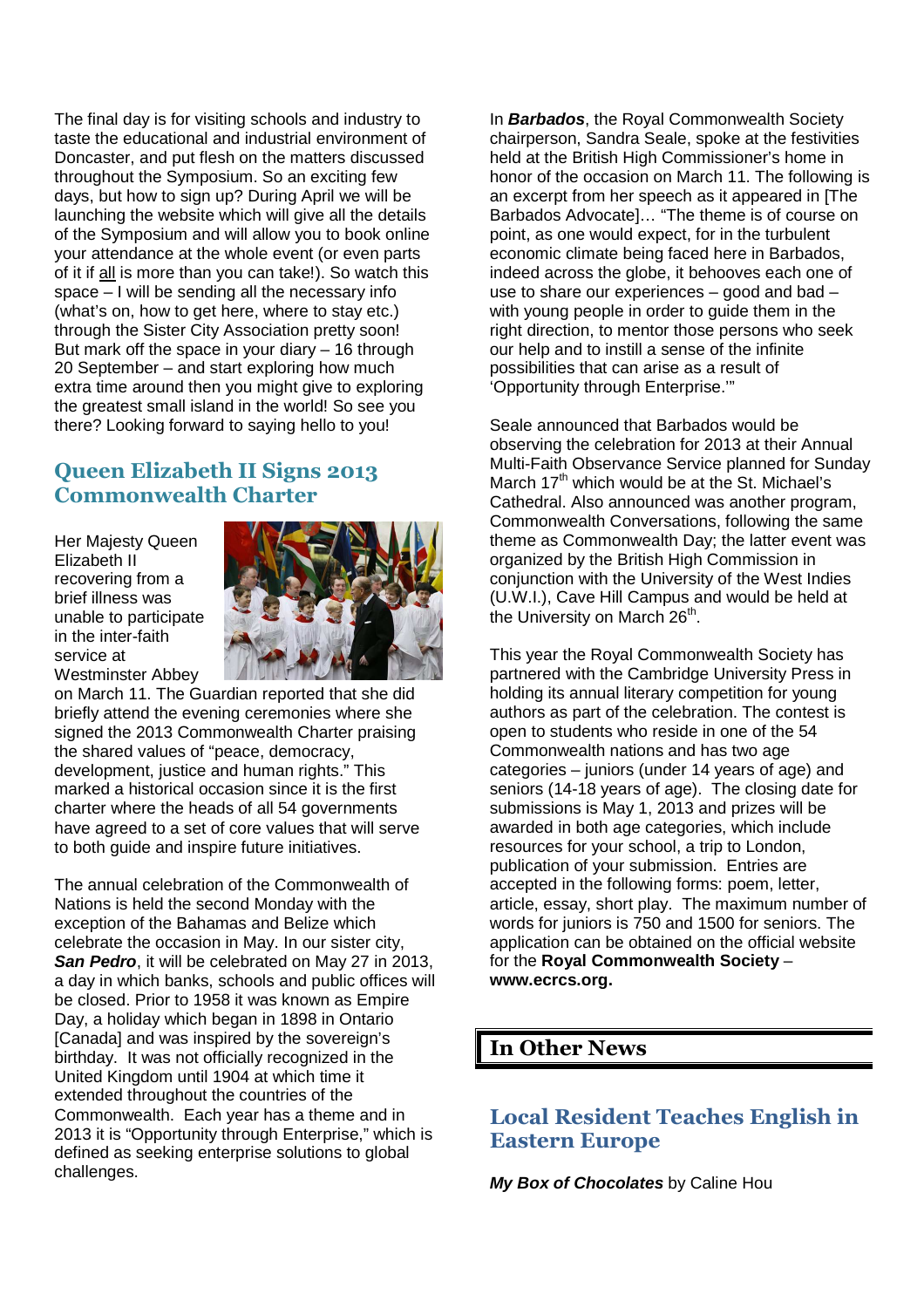The final day is for visiting schools and industry to taste the educational and industrial environment of Doncaster, and put flesh on the matters discussed throughout the Symposium. So an exciting few days, but how to sign up? During April we will be launching the website which will give all the details of the Symposium and will allow you to book online your attendance at the whole event (or even parts of it if all is more than you can take!). So watch this space – I will be sending all the necessary info (what's on, how to get here, where to stay etc.) through the Sister City Association pretty soon! But mark off the space in your diary – 16 through 20 September – and start exploring how much extra time around then you might give to exploring the greatest small island in the world! So see you there? Looking forward to saying hello to you!

## Queen Elizabeth II Signs 2013 Commonwealth Charter

Her Majesty Queen Elizabeth II recovering from a brief illness was unable to participate in the inter-faith service at Westminster Abbey on March 11. The Guardian reported that she did briefly attend the evening ceremonies where she signed the 2013 Commonwealth Charter praising the shared values of "peace, democracy, development, justice and human rights." This marked a historical occasion since it is the first charter where the heads of all 54 governments have agreed to a set of core values that will serve to both guide and inspire future initiatives.

The annual celebration of the Commonwealth of Nations is held the second Monday with the exception of the Bahamas and Belize which celebrate the occasion in May. In our sister city, ***San Pedro***, it will be celebrated on May 27 in 2013, a day in which banks, schools and public offices will be closed. Prior to 1958 it was known as Empire Day, a holiday which began in 1898 in Ontario [Canada] and was inspired by the sovereign's birthday. It was not officially recognized in the United Kingdom until 1904 at which time it extended throughout the countries of the Commonwealth. Each year has a theme and in 2013 it is "Opportunity through Enterprise," which is defined as seeking enterprise solutions to global challenges.

In ***Barbados***, the Royal Commonwealth Society chairperson, Sandra Seale, spoke at the festivities held at the British High Commissioner's home in honor of the occasion on March 11. The following is an excerpt from her speech as it appeared in [The Barbados Advocate]… "The theme is of course on point, as one would expect, for in the turbulent economic climate being faced here in Barbados, indeed across the globe, it behooves each one of use to share our experiences – good and bad – with young people in order to guide them in the right direction, to mentor those persons who seek our help and to instill a sense of the infinite possibilities that can arise as a result of 'Opportunity through Enterprise.'"

Seale announced that Barbados would be observing the celebration for 2013 at their Annual Multi-Faith Observance Service planned for Sunday March 17th which would be at the St. Michael's Cathedral. Also announced was another program, Commonwealth Conversations, following the same theme as Commonwealth Day; the latter event was organized by the British High Commission in conjunction with the University of the West Indies (U.W.I.), Cave Hill Campus and would be held at the University on March 26th.

This year the Royal Commonwealth Society has partnered with the Cambridge University Press in holding its annual literary competition for young authors as part of the celebration. The contest is open to students who reside in one of the 54 Commonwealth nations and has two age categories – juniors (under 14 years of age) and seniors (14-18 years of age). The closing date for submissions is May 1, 2013 and prizes will be awarded in both age categories, which include resources for your school, a trip to London, publication of your submission. Entries are accepted in the following forms: poem, letter, article, essay, short play. The maximum number of words for juniors is 750 and 1500 for seniors. The application can be obtained on the official website for the **Royal Commonwealth Society** – **www.ecrcs.org.**

# In Other News

## Local Resident Teaches English in Eastern Europe

***My Box of Chocolates*** by Caline Hou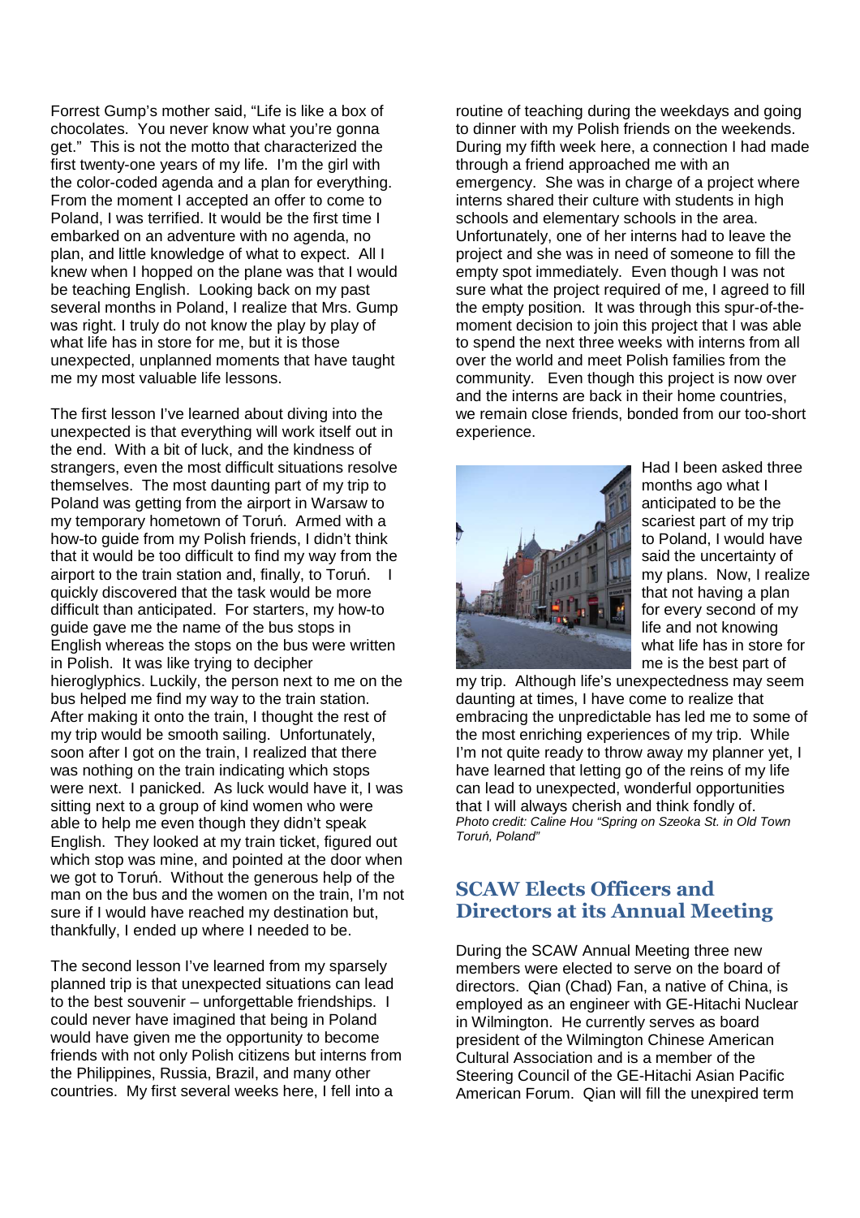Forrest Gump's mother said, "Life is like a box of chocolates. You never know what you're gonna get." This is not the motto that characterized the first twenty-one years of my life. I'm the girl with the color-coded agenda and a plan for everything. From the moment I accepted an offer to come to Poland, I was terrified. It would be the first time I embarked on an adventure with no agenda, no plan, and little knowledge of what to expect. All I knew when I hopped on the plane was that I would be teaching English. Looking back on my past several months in Poland, I realize that Mrs. Gump was right. I truly do not know the play by play of what life has in store for me, but it is those unexpected, unplanned moments that have taught me my most valuable life lessons.

The first lesson I've learned about diving into the unexpected is that everything will work itself out in the end. With a bit of luck, and the kindness of strangers, even the most difficult situations resolve themselves. The most daunting part of my trip to Poland was getting from the airport in Warsaw to my temporary hometown of Toruń. Armed with a how-to guide from my Polish friends, I didn't think that it would be too difficult to find my way from the airport to the train station and, finally, to Toruń. I quickly discovered that the task would be more difficult than anticipated. For starters, my how-to guide gave me the name of the bus stops in English whereas the stops on the bus were written in Polish. It was like trying to decipher hieroglyphics. Luckily, the person next to me on the bus helped me find my way to the train station. After making it onto the train, I thought the rest of my trip would be smooth sailing. Unfortunately, soon after I got on the train, I realized that there was nothing on the train indicating which stops were next. I panicked. As luck would have it, I was sitting next to a group of kind women who were able to help me even though they didn't speak English. They looked at my train ticket, figured out which stop was mine, and pointed at the door when we got to Toruń. Without the generous help of the man on the bus and the women on the train, I'm not sure if I would have reached my destination but, thankfully, I ended up where I needed to be.

The second lesson I've learned from my sparsely planned trip is that unexpected situations can lead to the best souvenir – unforgettable friendships. I could never have imagined that being in Poland would have given me the opportunity to become friends with not only Polish citizens but interns from the Philippines, Russia, Brazil, and many other countries. My first several weeks here, I fell into a routine of teaching during the weekdays and going to dinner with my Polish friends on the weekends. During my fifth week here, a connection I had made through a friend approached me with an emergency. She was in charge of a project where interns shared their culture with students in high schools and elementary schools in the area. Unfortunately, one of her interns had to leave the project and she was in need of someone to fill the empty spot immediately. Even though I was not sure what the project required of me, I agreed to fill the empty position. It was through this spur-of-the-moment decision to join this project that I was able to spend the next three weeks with interns from all over the world and meet Polish families from the community. Even though this project is now over and the interns are back in their home countries, we remain close friends, bonded from our too-short experience.

Had I been asked three months ago what I anticipated to be the scariest part of my trip to Poland, I would have said the uncertainty of my plans. Now, I realize that not having a plan for every second of my life and not knowing what life has in store for me is the best part of my trip. Although life's unexpectedness may seem daunting at times, I have come to realize that embracing the unpredictable has led me to some of the most enriching experiences of my trip. While I'm not quite ready to throw away my planner yet, I have learned that letting go of the reins of my life can lead to unexpected, wonderful opportunities that I will always cherish and think fondly of.

*Photo credit: Caline Hou "Spring on Szeoka St. in Old Town Toruń, Poland"*

## SCAW Elects Officers and Directors at its Annual Meeting

During the SCAW Annual Meeting three new members were elected to serve on the board of directors. Qian (Chad) Fan, a native of China, is employed as an engineer with GE-Hitachi Nuclear in Wilmington. He currently serves as board president of the Wilmington Chinese American Cultural Association and is a member of the Steering Council of the GE-Hitachi Asian Pacific American Forum. Qian will fill the unexpired term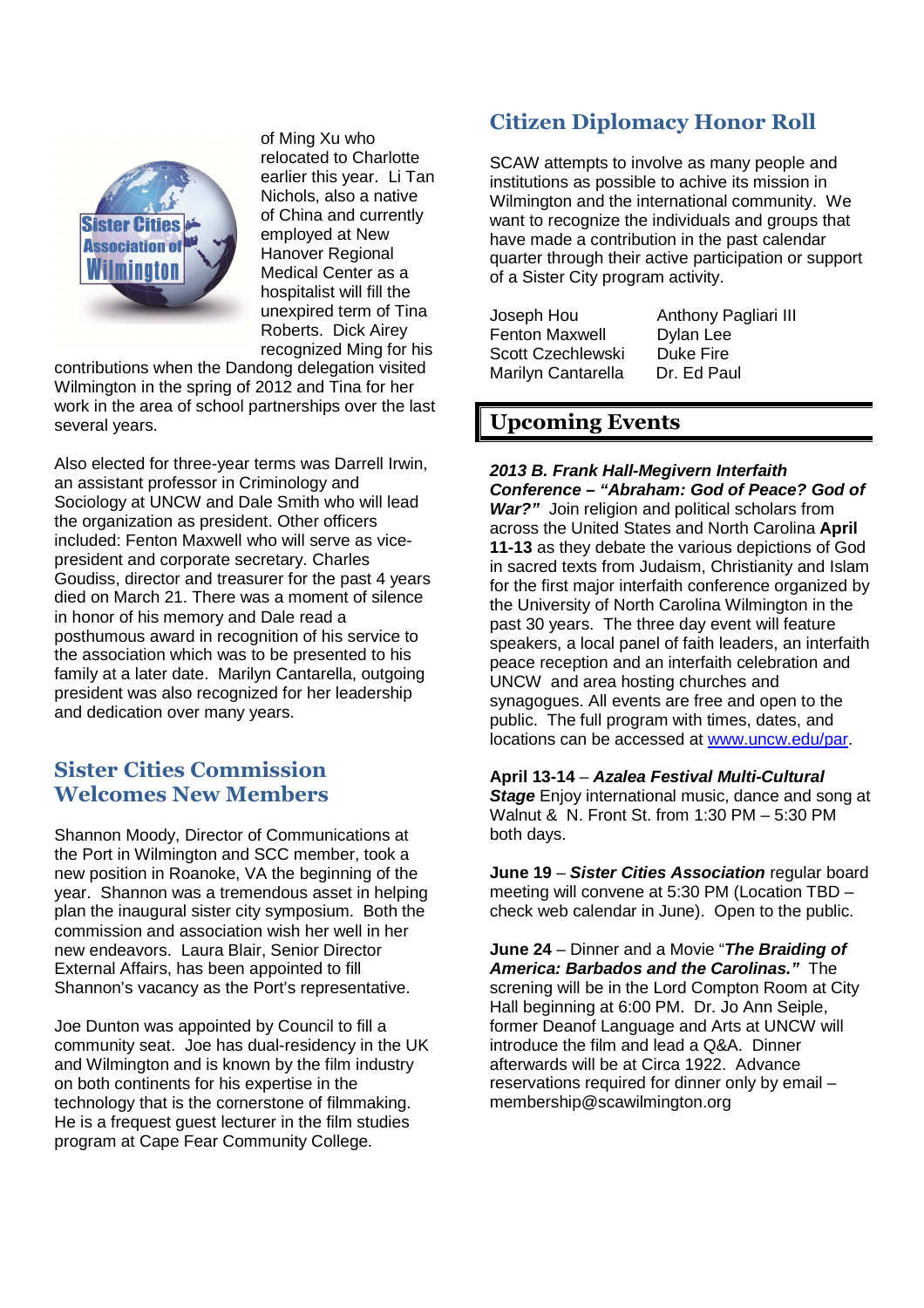of Ming Xu who relocated to Charlotte earlier this year. Li Tan Nichols, also a native of China and currently employed at New Hanover Regional Medical Center as a hospitalist will fill the unexpired term of Tina Roberts. Dick Airey recognized Ming for his contributions when the Dandong delegation visited Wilmington in the spring of 2012 and Tina for her work in the area of school partnerships over the last several years.

Also elected for three-year terms was Darrell Irwin, an assistant professor in Criminology and Sociology at UNCW and Dale Smith who will lead the organization as president. Other officers included: Fenton Maxwell who will serve as vice-president and corporate secretary. Charles Goudiss, director and treasurer for the past 4 years died on March 21. There was a moment of silence in honor of his memory and Dale read a posthumous award in recognition of his service to the association which was to be presented to his family at a later date. Marilyn Cantarella, outgoing president was also recognized for her leadership and dedication over many years.

## Sister Cities Commission Welcomes New Members

Shannon Moody, Director of Communications at the Port in Wilmington and SCC member, took a new position in Roanoke, VA the beginning of the year. Shannon was a tremendous asset in helping plan the inaugural sister city symposium. Both the commission and association wish her well in her new endeavors. Laura Blair, Senior Director External Affairs, has been appointed to fill Shannon's vacancy as the Port's representative.

Joe Dunton was appointed by Council to fill a community seat. Joe has dual-residency in the UK and Wilmington and is known by the film industry on both continents for his expertise in the technology that is the cornerstone of filmmaking. He is a frequest guest lecturer in the film studies program at Cape Fear Community College.

## Citizen Diplomacy Honor Roll

SCAW attempts to involve as many people and institutions as possible to achive its mission in Wilmington and the international community. We want to recognize the individuals and groups that have made a contribution in the past calendar quarter through their active participation or support of a Sister City program activity.

| | |
|---|---|
| Joseph Hou | Anthony Pagliari III |
| Fenton Maxwell | Dylan Lee |
| Scott Czechlewski | Duke Fire |
| Marilyn Cantarella | Dr. Ed Paul |

## Upcoming Events

***2013 B. Frank Hall-Megivern Interfaith Conference – "Abraham: God of Peace? God of War?"*** Join religion and political scholars from across the United States and North Carolina **April 11-13** as they debate the various depictions of God in sacred texts from Judaism, Christianity and Islam for the first major interfaith conference organized by the University of North Carolina Wilmington in the past 30 years. The three day event will feature speakers, a local panel of faith leaders, an interfaith peace reception and an interfaith celebration and UNCW and area hosting churches and synagogues. All events are free and open to the public. The full program with times, dates, and locations can be accessed at www.uncw.edu/par.

**April 13-14** – ***Azalea Festival Multi-Cultural Stage*** Enjoy international music, dance and song at Walnut & N. Front St. from 1:30 PM – 5:30 PM both days.

**June 19** – ***Sister Cities Association*** regular board meeting will convene at 5:30 PM (Location TBD – check web calendar in June). Open to the public.

**June 24** – Dinner and a Movie "***The Braiding of America: Barbados and the Carolinas.***" The screning will be in the Lord Compton Room at City Hall beginning at 6:00 PM. Dr. Jo Ann Seiple, former Deanof Language and Arts at UNCW will introduce the film and lead a Q&A. Dinner afterwards will be at Circa 1922. Advance reservations required for dinner only by email – membership@scawilmington.org